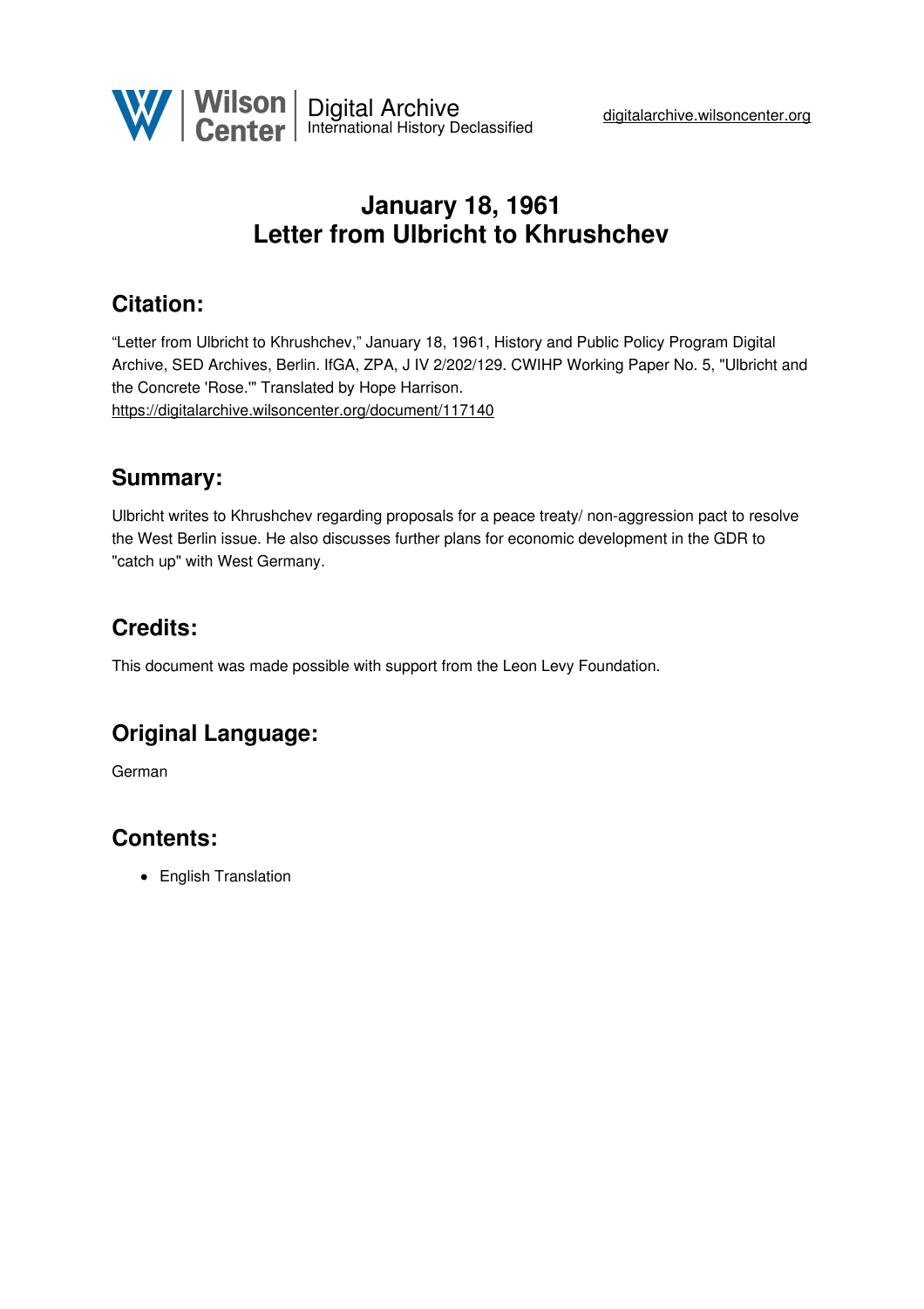# January 18, 1961
# Letter from Ulbricht to Khrushchev

## Citation:

"Letter from Ulbricht to Khrushchev," January 18, 1961, History and Public Policy Program Digital Archive, SED Archives, Berlin. IfGA, ZPA, J IV 2/202/129. CWIHP Working Paper No. 5, "Ulbricht and the Concrete 'Rose.'" Translated by Hope Harrison.
https://digitalarchive.wilsoncenter.org/document/117140

## Summary:

Ulbricht writes to Khrushchev regarding proposals for a peace treaty/ non-aggression pact to resolve the West Berlin issue. He also discusses further plans for economic development in the GDR to "catch up" with West Germany.

## Credits:

This document was made possible with support from the Leon Levy Foundation.

## Original Language:

German

## Contents:

- English Translation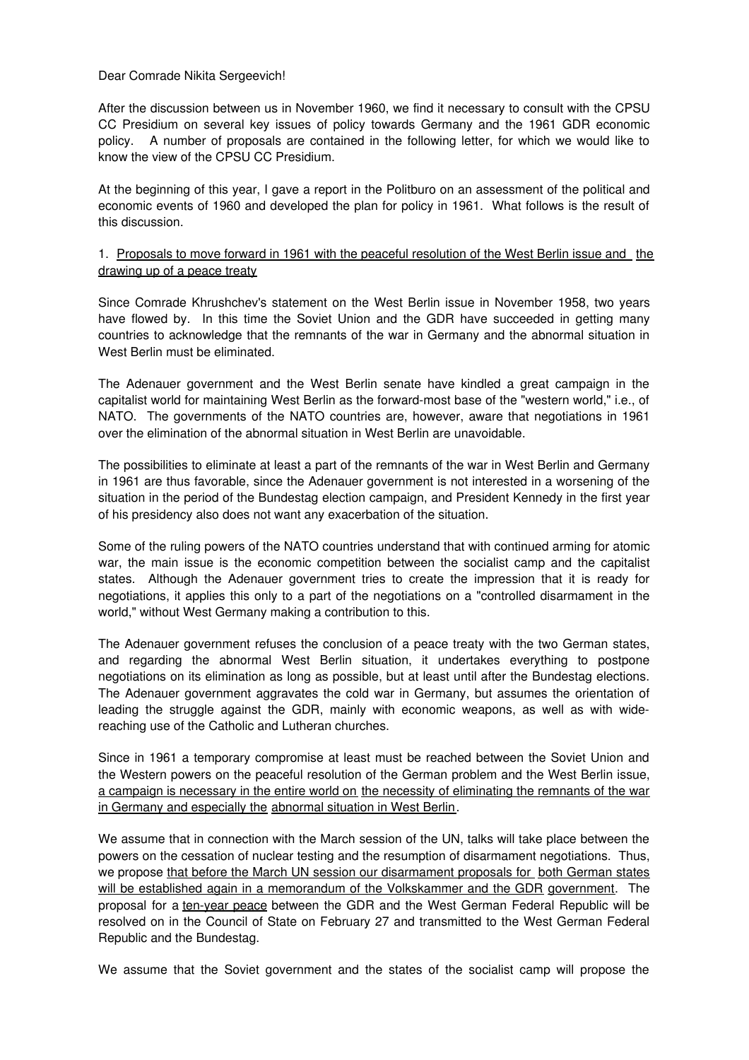Dear Comrade Nikita Sergeevich!

After the discussion between us in November 1960, we find it necessary to consult with the CPSU CC Presidium on several key issues of policy towards Germany and the 1961 GDR economic policy. A number of proposals are contained in the following letter, for which we would like to know the view of the CPSU CC Presidium.

At the beginning of this year, I gave a report in the Politburo on an assessment of the political and economic events of 1960 and developed the plan for policy in 1961. What follows is the result of this discussion.

1. Proposals to move forward in 1961 with the peaceful resolution of the West Berlin issue and the drawing up of a peace treaty

Since Comrade Khrushchev's statement on the West Berlin issue in November 1958, two years have flowed by. In this time the Soviet Union and the GDR have succeeded in getting many countries to acknowledge that the remnants of the war in Germany and the abnormal situation in West Berlin must be eliminated.

The Adenauer government and the West Berlin senate have kindled a great campaign in the capitalist world for maintaining West Berlin as the forward-most base of the "western world," i.e., of NATO. The governments of the NATO countries are, however, aware that negotiations in 1961 over the elimination of the abnormal situation in West Berlin are unavoidable.

The possibilities to eliminate at least a part of the remnants of the war in West Berlin and Germany in 1961 are thus favorable, since the Adenauer government is not interested in a worsening of the situation in the period of the Bundestag election campaign, and President Kennedy in the first year of his presidency also does not want any exacerbation of the situation.

Some of the ruling powers of the NATO countries understand that with continued arming for atomic war, the main issue is the economic competition between the socialist camp and the capitalist states. Although the Adenauer government tries to create the impression that it is ready for negotiations, it applies this only to a part of the negotiations on a "controlled disarmament in the world," without West Germany making a contribution to this.

The Adenauer government refuses the conclusion of a peace treaty with the two German states, and regarding the abnormal West Berlin situation, it undertakes everything to postpone negotiations on its elimination as long as possible, but at least until after the Bundestag elections. The Adenauer government aggravates the cold war in Germany, but assumes the orientation of leading the struggle against the GDR, mainly with economic weapons, as well as with wide-reaching use of the Catholic and Lutheran churches.

Since in 1961 a temporary compromise at least must be reached between the Soviet Union and the Western powers on the peaceful resolution of the German problem and the West Berlin issue, a campaign is necessary in the entire world on the necessity of eliminating the remnants of the war in Germany and especially the abnormal situation in West Berlin.

We assume that in connection with the March session of the UN, talks will take place between the powers on the cessation of nuclear testing and the resumption of disarmament negotiations. Thus, we propose that before the March UN session our disarmament proposals for both German states will be established again in a memorandum of the Volkskammer and the GDR government. The proposal for a ten-year peace between the GDR and the West German Federal Republic will be resolved on in the Council of State on February 27 and transmitted to the West German Federal Republic and the Bundestag.

We assume that the Soviet government and the states of the socialist camp will propose the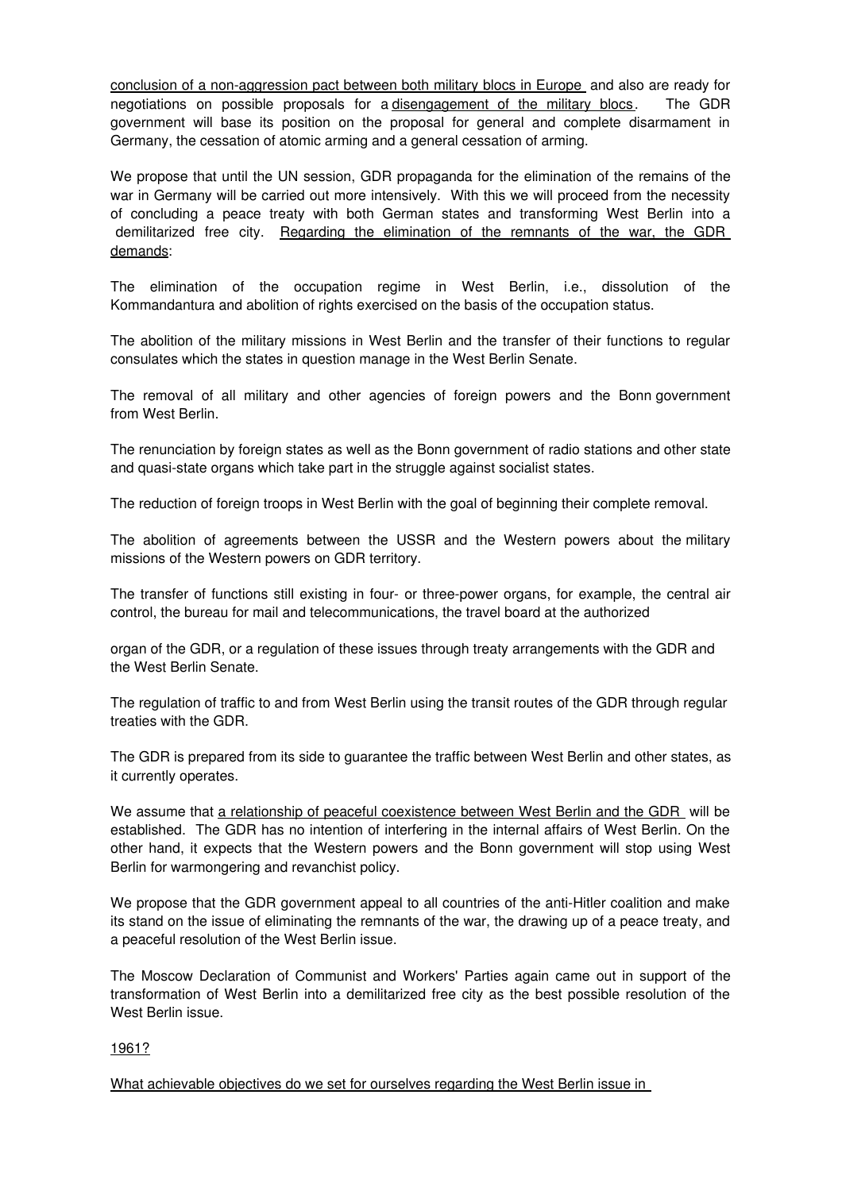conclusion of a non-aggression pact between both military blocs in Europe and also are ready for negotiations on possible proposals for a disengagement of the military blocs. The GDR government will base its position on the proposal for general and complete disarmament in Germany, the cessation of atomic arming and a general cessation of arming.

We propose that until the UN session, GDR propaganda for the elimination of the remains of the war in Germany will be carried out more intensively. With this we will proceed from the necessity of concluding a peace treaty with both German states and transforming West Berlin into a demilitarized free city. Regarding the elimination of the remnants of the war, the GDR demands:

The elimination of the occupation regime in West Berlin, i.e., dissolution of the Kommandantura and abolition of rights exercised on the basis of the occupation status.

The abolition of the military missions in West Berlin and the transfer of their functions to regular consulates which the states in question manage in the West Berlin Senate.

The removal of all military and other agencies of foreign powers and the Bonn government from West Berlin.

The renunciation by foreign states as well as the Bonn government of radio stations and other state and quasi-state organs which take part in the struggle against socialist states.

The reduction of foreign troops in West Berlin with the goal of beginning their complete removal.

The abolition of agreements between the USSR and the Western powers about the military missions of the Western powers on GDR territory.

The transfer of functions still existing in four- or three-power organs, for example, the central air control, the bureau for mail and telecommunications, the travel board at the authorized organ of the GDR, or a regulation of these issues through treaty arrangements with the GDR and the West Berlin Senate.

The regulation of traffic to and from West Berlin using the transit routes of the GDR through regular treaties with the GDR.

The GDR is prepared from its side to guarantee the traffic between West Berlin and other states, as it currently operates.

We assume that a relationship of peaceful coexistence between West Berlin and the GDR will be established. The GDR has no intention of interfering in the internal affairs of West Berlin. On the other hand, it expects that the Western powers and the Bonn government will stop using West Berlin for warmongering and revanchist policy.

We propose that the GDR government appeal to all countries of the anti-Hitler coalition and make its stand on the issue of eliminating the remnants of the war, the drawing up of a peace treaty, and a peaceful resolution of the West Berlin issue.

The Moscow Declaration of Communist and Workers' Parties again came out in support of the transformation of West Berlin into a demilitarized free city as the best possible resolution of the West Berlin issue.

1961?

What achievable objectives do we set for ourselves regarding the West Berlin issue in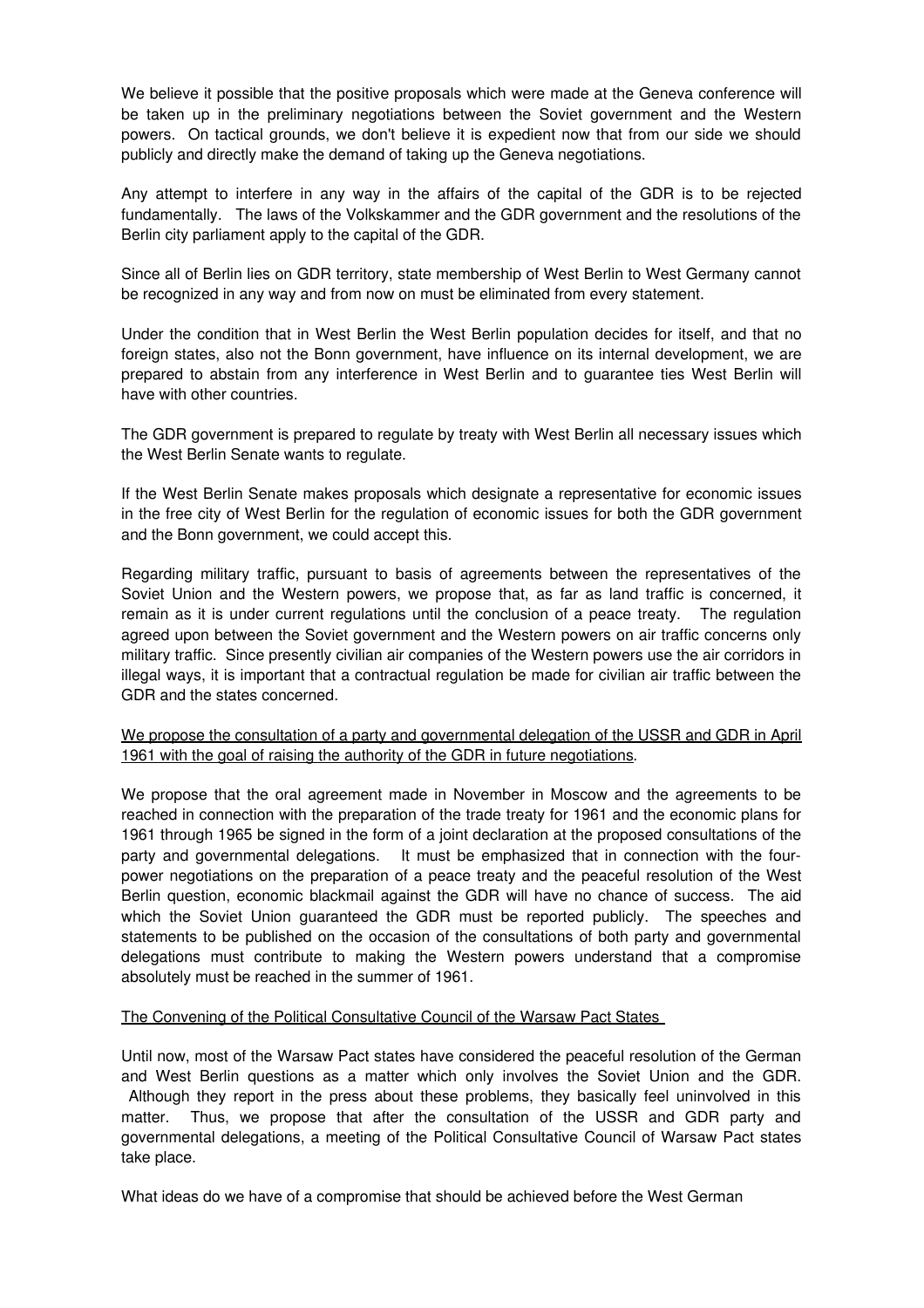We believe it possible that the positive proposals which were made at the Geneva conference will be taken up in the preliminary negotiations between the Soviet government and the Western powers. On tactical grounds, we don't believe it is expedient now that from our side we should publicly and directly make the demand of taking up the Geneva negotiations.

Any attempt to interfere in any way in the affairs of the capital of the GDR is to be rejected fundamentally. The laws of the Volkskammer and the GDR government and the resolutions of the Berlin city parliament apply to the capital of the GDR.

Since all of Berlin lies on GDR territory, state membership of West Berlin to West Germany cannot be recognized in any way and from now on must be eliminated from every statement.

Under the condition that in West Berlin the West Berlin population decides for itself, and that no foreign states, also not the Bonn government, have influence on its internal development, we are prepared to abstain from any interference in West Berlin and to guarantee ties West Berlin will have with other countries.

The GDR government is prepared to regulate by treaty with West Berlin all necessary issues which the West Berlin Senate wants to regulate.

If the West Berlin Senate makes proposals which designate a representative for economic issues in the free city of West Berlin for the regulation of economic issues for both the GDR government and the Bonn government, we could accept this.

Regarding military traffic, pursuant to basis of agreements between the representatives of the Soviet Union and the Western powers, we propose that, as far as land traffic is concerned, it remain as it is under current regulations until the conclusion of a peace treaty. The regulation agreed upon between the Soviet government and the Western powers on air traffic concerns only military traffic. Since presently civilian air companies of the Western powers use the air corridors in illegal ways, it is important that a contractual regulation be made for civilian air traffic between the GDR and the states concerned.

<u>We propose the consultation of a party and governmental delegation of the USSR and GDR in April 1961 with the goal of raising the authority of the GDR in future negotiations</u>.

We propose that the oral agreement made in November in Moscow and the agreements to be reached in connection with the preparation of the trade treaty for 1961 and the economic plans for 1961 through 1965 be signed in the form of a joint declaration at the proposed consultations of the party and governmental delegations. It must be emphasized that in connection with the four-power negotiations on the preparation of a peace treaty and the peaceful resolution of the West Berlin question, economic blackmail against the GDR will have no chance of success. The aid which the Soviet Union guaranteed the GDR must be reported publicly. The speeches and statements to be published on the occasion of the consultations of both party and governmental delegations must contribute to making the Western powers understand that a compromise absolutely must be reached in the summer of 1961.

<u>The Convening of the Political Consultative Council of the Warsaw Pact States</u>

Until now, most of the Warsaw Pact states have considered the peaceful resolution of the German and West Berlin questions as a matter which only involves the Soviet Union and the GDR. Although they report in the press about these problems, they basically feel uninvolved in this matter. Thus, we propose that after the consultation of the USSR and GDR party and governmental delegations, a meeting of the Political Consultative Council of Warsaw Pact states take place.

What ideas do we have of a compromise that should be achieved before the West German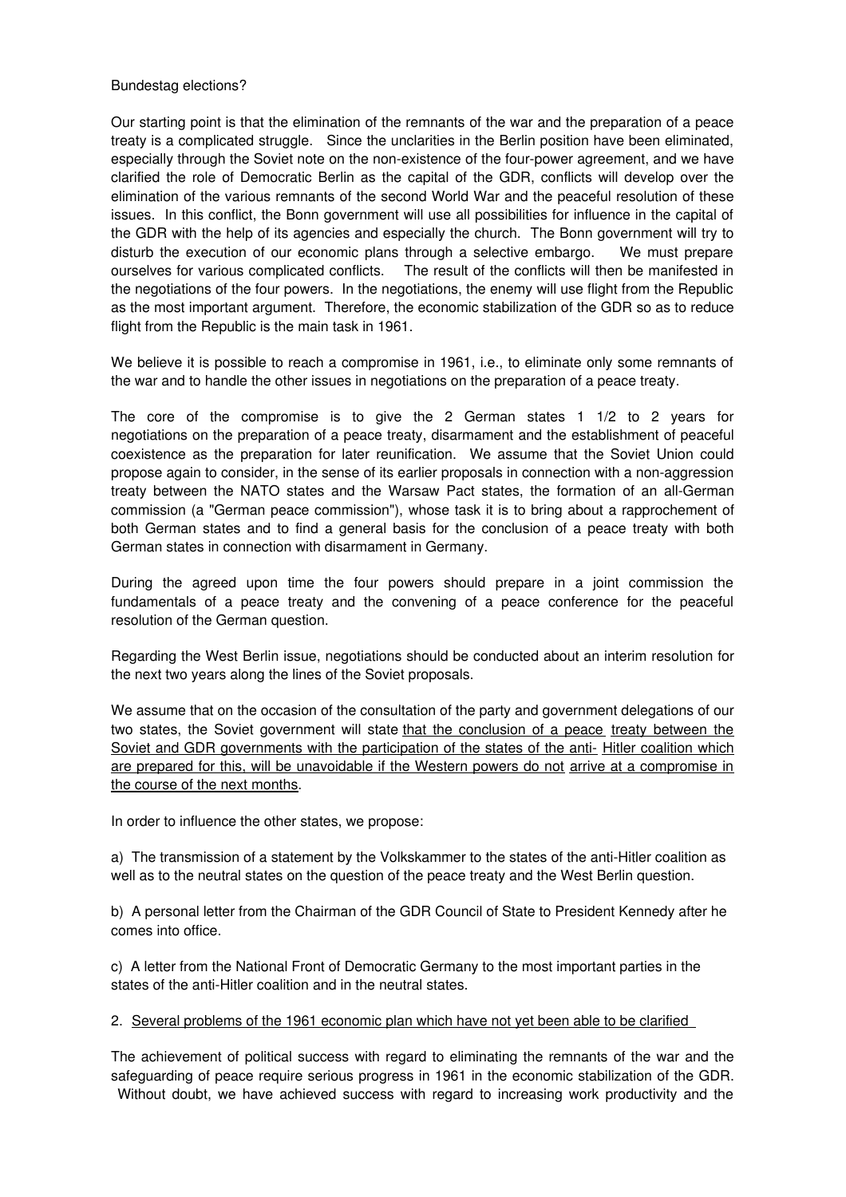Bundestag elections?

Our starting point is that the elimination of the remnants of the war and the preparation of a peace treaty is a complicated struggle. Since the unclarities in the Berlin position have been eliminated, especially through the Soviet note on the non-existence of the four-power agreement, and we have clarified the role of Democratic Berlin as the capital of the GDR, conflicts will develop over the elimination of the various remnants of the second World War and the peaceful resolution of these issues. In this conflict, the Bonn government will use all possibilities for influence in the capital of the GDR with the help of its agencies and especially the church. The Bonn government will try to disturb the execution of our economic plans through a selective embargo. We must prepare ourselves for various complicated conflicts. The result of the conflicts will then be manifested in the negotiations of the four powers. In the negotiations, the enemy will use flight from the Republic as the most important argument. Therefore, the economic stabilization of the GDR so as to reduce flight from the Republic is the main task in 1961.

We believe it is possible to reach a compromise in 1961, i.e., to eliminate only some remnants of the war and to handle the other issues in negotiations on the preparation of a peace treaty.

The core of the compromise is to give the 2 German states 1 1/2 to 2 years for negotiations on the preparation of a peace treaty, disarmament and the establishment of peaceful coexistence as the preparation for later reunification. We assume that the Soviet Union could propose again to consider, in the sense of its earlier proposals in connection with a non-aggression treaty between the NATO states and the Warsaw Pact states, the formation of an all-German commission (a "German peace commission"), whose task it is to bring about a rapprochement of both German states and to find a general basis for the conclusion of a peace treaty with both German states in connection with disarmament in Germany.

During the agreed upon time the four powers should prepare in a joint commission the fundamentals of a peace treaty and the convening of a peace conference for the peaceful resolution of the German question.

Regarding the West Berlin issue, negotiations should be conducted about an interim resolution for the next two years along the lines of the Soviet proposals.

We assume that on the occasion of the consultation of the party and government delegations of our two states, the Soviet government will state <u>that the conclusion of a peace treaty between the Soviet and GDR governments with the participation of the states of the anti- Hitler coalition which are prepared for this, will be unavoidable if the Western powers do not arrive at a compromise in the course of the next months</u>.

In order to influence the other states, we propose:

a) The transmission of a statement by the Volkskammer to the states of the anti-Hitler coalition as well as to the neutral states on the question of the peace treaty and the West Berlin question.

b) A personal letter from the Chairman of the GDR Council of State to President Kennedy after he comes into office.

c) A letter from the National Front of Democratic Germany to the most important parties in the states of the anti-Hitler coalition and in the neutral states.

2. <u>Several problems of the 1961 economic plan which have not yet been able to be clarified</u>

The achievement of political success with regard to eliminating the remnants of the war and the safeguarding of peace require serious progress in 1961 in the economic stabilization of the GDR. Without doubt, we have achieved success with regard to increasing work productivity and the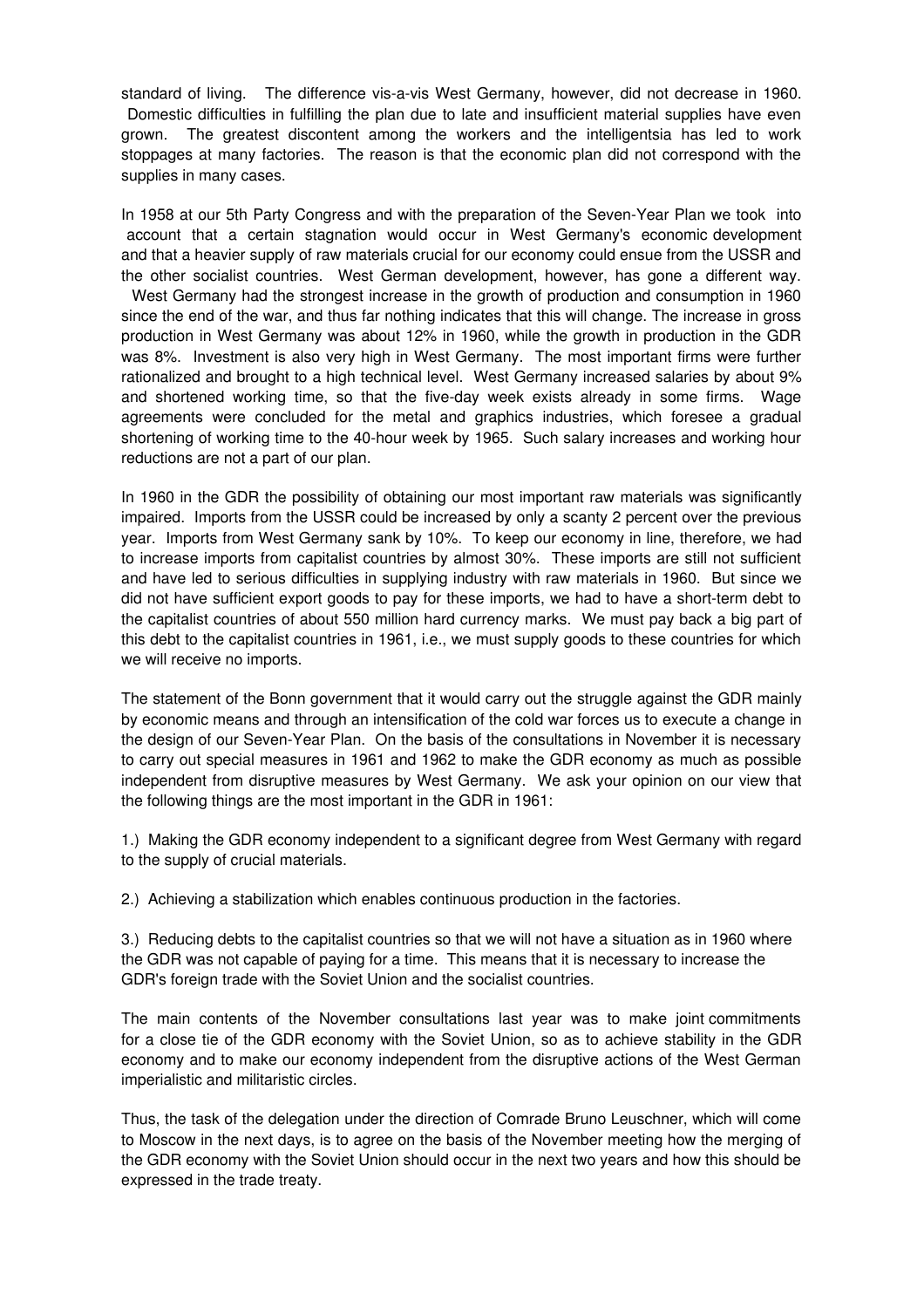standard of living. The difference vis-a-vis West Germany, however, did not decrease in 1960. Domestic difficulties in fulfilling the plan due to late and insufficient material supplies have even grown. The greatest discontent among the workers and the intelligentsia has led to work stoppages at many factories. The reason is that the economic plan did not correspond with the supplies in many cases.

In 1958 at our 5th Party Congress and with the preparation of the Seven-Year Plan we took into account that a certain stagnation would occur in West Germany's economic development and that a heavier supply of raw materials crucial for our economy could ensue from the USSR and the other socialist countries. West German development, however, has gone a different way. West Germany had the strongest increase in the growth of production and consumption in 1960 since the end of the war, and thus far nothing indicates that this will change. The increase in gross production in West Germany was about 12% in 1960, while the growth in production in the GDR was 8%. Investment is also very high in West Germany. The most important firms were further rationalized and brought to a high technical level. West Germany increased salaries by about 9% and shortened working time, so that the five-day week exists already in some firms. Wage agreements were concluded for the metal and graphics industries, which foresee a gradual shortening of working time to the 40-hour week by 1965. Such salary increases and working hour reductions are not a part of our plan.

In 1960 in the GDR the possibility of obtaining our most important raw materials was significantly impaired. Imports from the USSR could be increased by only a scanty 2 percent over the previous year. Imports from West Germany sank by 10%. To keep our economy in line, therefore, we had to increase imports from capitalist countries by almost 30%. These imports are still not sufficient and have led to serious difficulties in supplying industry with raw materials in 1960. But since we did not have sufficient export goods to pay for these imports, we had to have a short-term debt to the capitalist countries of about 550 million hard currency marks. We must pay back a big part of this debt to the capitalist countries in 1961, i.e., we must supply goods to these countries for which we will receive no imports.

The statement of the Bonn government that it would carry out the struggle against the GDR mainly by economic means and through an intensification of the cold war forces us to execute a change in the design of our Seven-Year Plan. On the basis of the consultations in November it is necessary to carry out special measures in 1961 and 1962 to make the GDR economy as much as possible independent from disruptive measures by West Germany. We ask your opinion on our view that the following things are the most important in the GDR in 1961:

1.) Making the GDR economy independent to a significant degree from West Germany with regard to the supply of crucial materials.

2.) Achieving a stabilization which enables continuous production in the factories.

3.) Reducing debts to the capitalist countries so that we will not have a situation as in 1960 where the GDR was not capable of paying for a time. This means that it is necessary to increase the GDR's foreign trade with the Soviet Union and the socialist countries.

The main contents of the November consultations last year was to make joint commitments for a close tie of the GDR economy with the Soviet Union, so as to achieve stability in the GDR economy and to make our economy independent from the disruptive actions of the West German imperialistic and militaristic circles.

Thus, the task of the delegation under the direction of Comrade Bruno Leuschner, which will come to Moscow in the next days, is to agree on the basis of the November meeting how the merging of the GDR economy with the Soviet Union should occur in the next two years and how this should be expressed in the trade treaty.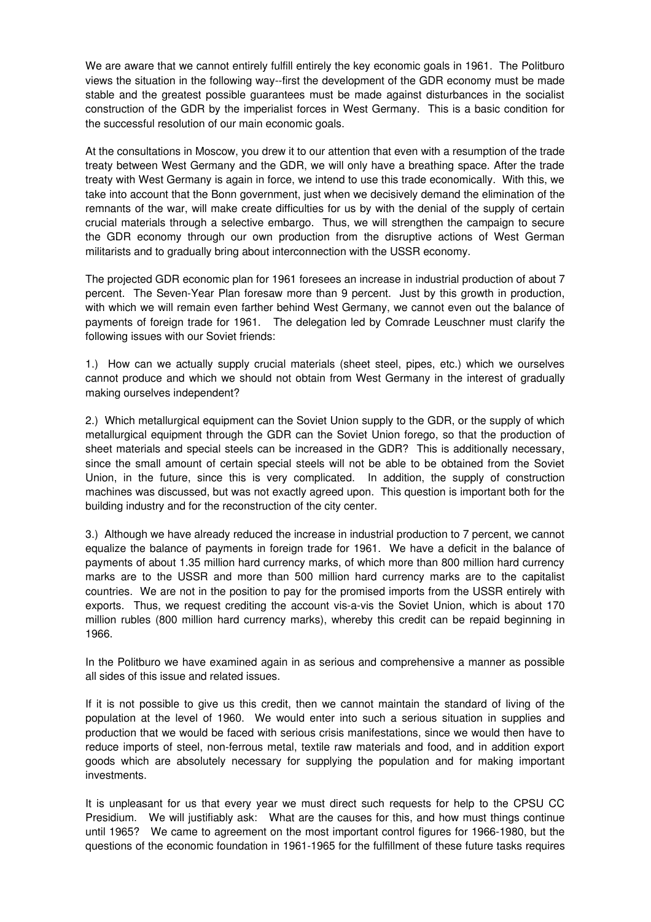We are aware that we cannot entirely fulfill entirely the key economic goals in 1961. The Politburo views the situation in the following way--first the development of the GDR economy must be made stable and the greatest possible guarantees must be made against disturbances in the socialist construction of the GDR by the imperialist forces in West Germany. This is a basic condition for the successful resolution of our main economic goals.

At the consultations in Moscow, you drew it to our attention that even with a resumption of the trade treaty between West Germany and the GDR, we will only have a breathing space. After the trade treaty with West Germany is again in force, we intend to use this trade economically. With this, we take into account that the Bonn government, just when we decisively demand the elimination of the remnants of the war, will make create difficulties for us by with the denial of the supply of certain crucial materials through a selective embargo. Thus, we will strengthen the campaign to secure the GDR economy through our own production from the disruptive actions of West German militarists and to gradually bring about interconnection with the USSR economy.

The projected GDR economic plan for 1961 foresees an increase in industrial production of about 7 percent. The Seven-Year Plan foresaw more than 9 percent. Just by this growth in production, with which we will remain even farther behind West Germany, we cannot even out the balance of payments of foreign trade for 1961. The delegation led by Comrade Leuschner must clarify the following issues with our Soviet friends:

1.) How can we actually supply crucial materials (sheet steel, pipes, etc.) which we ourselves cannot produce and which we should not obtain from West Germany in the interest of gradually making ourselves independent?

2.) Which metallurgical equipment can the Soviet Union supply to the GDR, or the supply of which metallurgical equipment through the GDR can the Soviet Union forego, so that the production of sheet materials and special steels can be increased in the GDR? This is additionally necessary, since the small amount of certain special steels will not be able to be obtained from the Soviet Union, in the future, since this is very complicated. In addition, the supply of construction machines was discussed, but was not exactly agreed upon. This question is important both for the building industry and for the reconstruction of the city center.

3.) Although we have already reduced the increase in industrial production to 7 percent, we cannot equalize the balance of payments in foreign trade for 1961. We have a deficit in the balance of payments of about 1.35 million hard currency marks, of which more than 800 million hard currency marks are to the USSR and more than 500 million hard currency marks are to the capitalist countries. We are not in the position to pay for the promised imports from the USSR entirely with exports. Thus, we request crediting the account vis-a-vis the Soviet Union, which is about 170 million rubles (800 million hard currency marks), whereby this credit can be repaid beginning in 1966.

In the Politburo we have examined again in as serious and comprehensive a manner as possible all sides of this issue and related issues.

If it is not possible to give us this credit, then we cannot maintain the standard of living of the population at the level of 1960. We would enter into such a serious situation in supplies and production that we would be faced with serious crisis manifestations, since we would then have to reduce imports of steel, non-ferrous metal, textile raw materials and food, and in addition export goods which are absolutely necessary for supplying the population and for making important investments.

It is unpleasant for us that every year we must direct such requests for help to the CPSU CC Presidium. We will justifiably ask: What are the causes for this, and how must things continue until 1965? We came to agreement on the most important control figures for 1966-1980, but the questions of the economic foundation in 1961-1965 for the fulfillment of these future tasks requires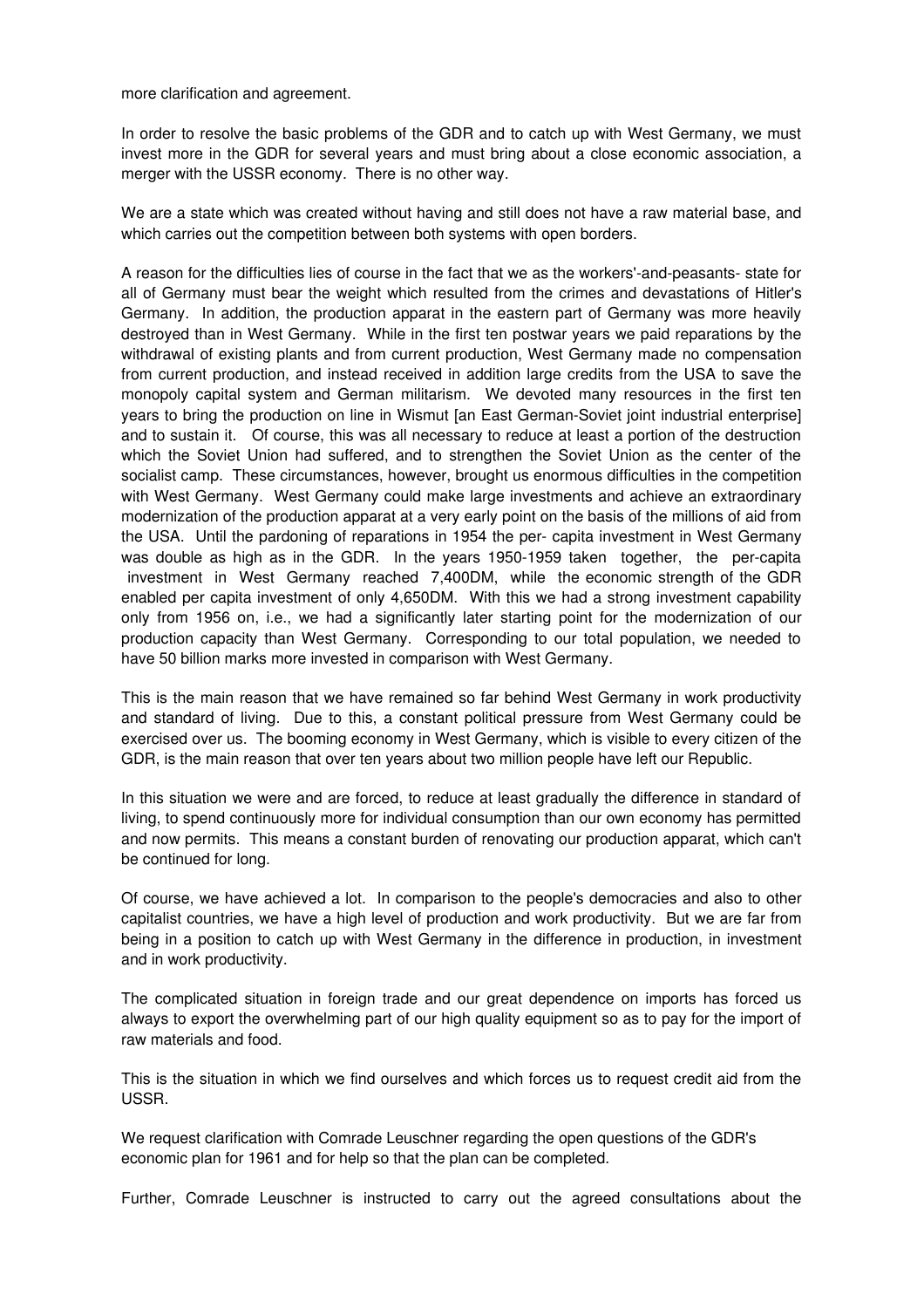more clarification and agreement.

In order to resolve the basic problems of the GDR and to catch up with West Germany, we must invest more in the GDR for several years and must bring about a close economic association, a merger with the USSR economy. There is no other way.

We are a state which was created without having and still does not have a raw material base, and which carries out the competition between both systems with open borders.

A reason for the difficulties lies of course in the fact that we as the workers'-and-peasants- state for all of Germany must bear the weight which resulted from the crimes and devastations of Hitler's Germany. In addition, the production apparat in the eastern part of Germany was more heavily destroyed than in West Germany. While in the first ten postwar years we paid reparations by the withdrawal of existing plants and from current production, West Germany made no compensation from current production, and instead received in addition large credits from the USA to save the monopoly capital system and German militarism. We devoted many resources in the first ten years to bring the production on line in Wismut [an East German-Soviet joint industrial enterprise] and to sustain it. Of course, this was all necessary to reduce at least a portion of the destruction which the Soviet Union had suffered, and to strengthen the Soviet Union as the center of the socialist camp. These circumstances, however, brought us enormous difficulties in the competition with West Germany. West Germany could make large investments and achieve an extraordinary modernization of the production apparat at a very early point on the basis of the millions of aid from the USA. Until the pardoning of reparations in 1954 the per- capita investment in West Germany was double as high as in the GDR. In the years 1950-1959 taken together, the per-capita investment in West Germany reached 7,400DM, while the economic strength of the GDR enabled per capita investment of only 4,650DM. With this we had a strong investment capability only from 1956 on, i.e., we had a significantly later starting point for the modernization of our production capacity than West Germany. Corresponding to our total population, we needed to have 50 billion marks more invested in comparison with West Germany.

This is the main reason that we have remained so far behind West Germany in work productivity and standard of living. Due to this, a constant political pressure from West Germany could be exercised over us. The booming economy in West Germany, which is visible to every citizen of the GDR, is the main reason that over ten years about two million people have left our Republic.

In this situation we were and are forced, to reduce at least gradually the difference in standard of living, to spend continuously more for individual consumption than our own economy has permitted and now permits. This means a constant burden of renovating our production apparat, which can't be continued for long.

Of course, we have achieved a lot. In comparison to the people's democracies and also to other capitalist countries, we have a high level of production and work productivity. But we are far from being in a position to catch up with West Germany in the difference in production, in investment and in work productivity.

The complicated situation in foreign trade and our great dependence on imports has forced us always to export the overwhelming part of our high quality equipment so as to pay for the import of raw materials and food.

This is the situation in which we find ourselves and which forces us to request credit aid from the USSR.

We request clarification with Comrade Leuschner regarding the open questions of the GDR's economic plan for 1961 and for help so that the plan can be completed.

Further, Comrade Leuschner is instructed to carry out the agreed consultations about the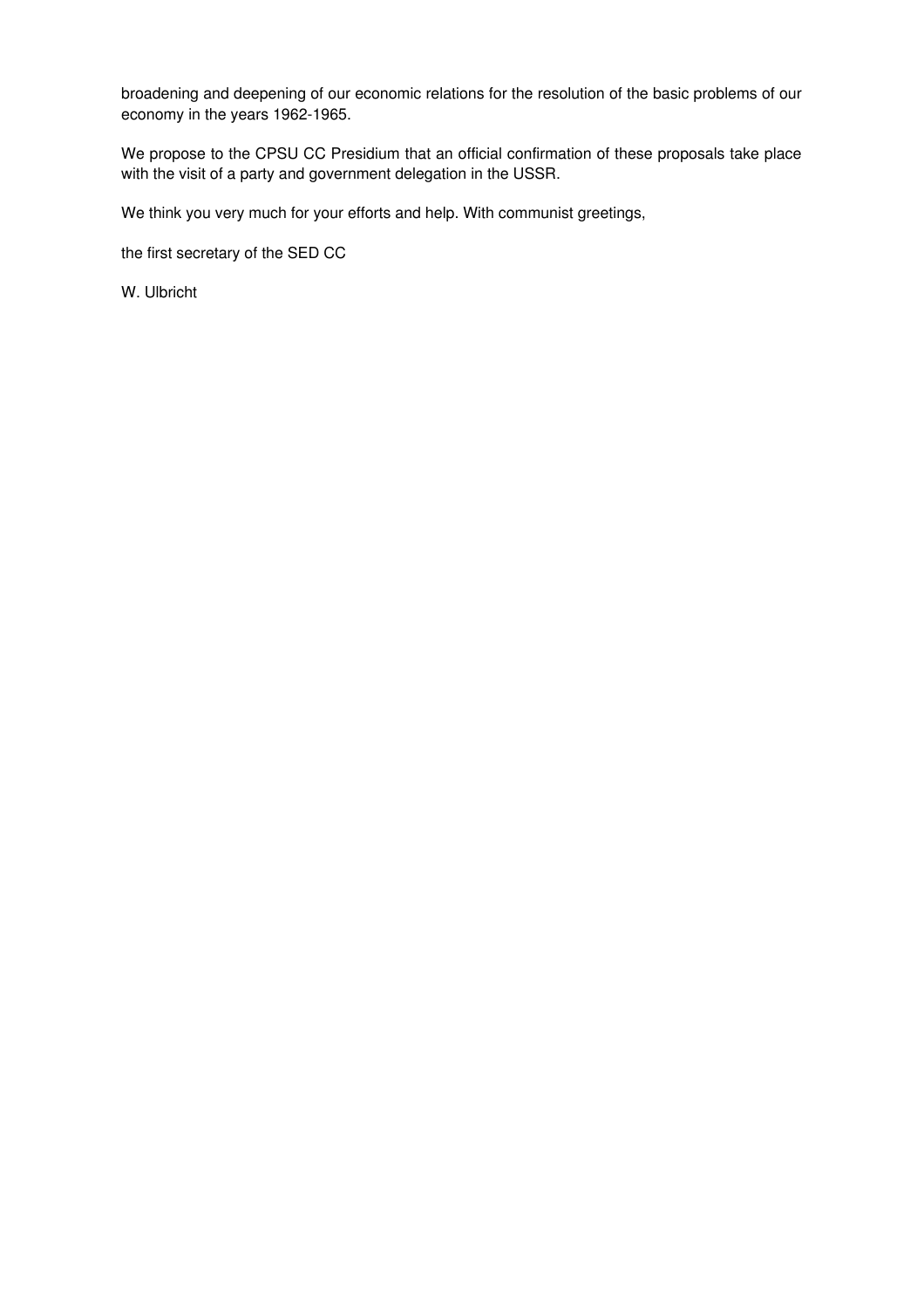broadening and deepening of our economic relations for the resolution of the basic problems of our economy in the years 1962-1965.

We propose to the CPSU CC Presidium that an official confirmation of these proposals take place with the visit of a party and government delegation in the USSR.

We think you very much for your efforts and help. With communist greetings,

the first secretary of the SED CC

W. Ulbricht